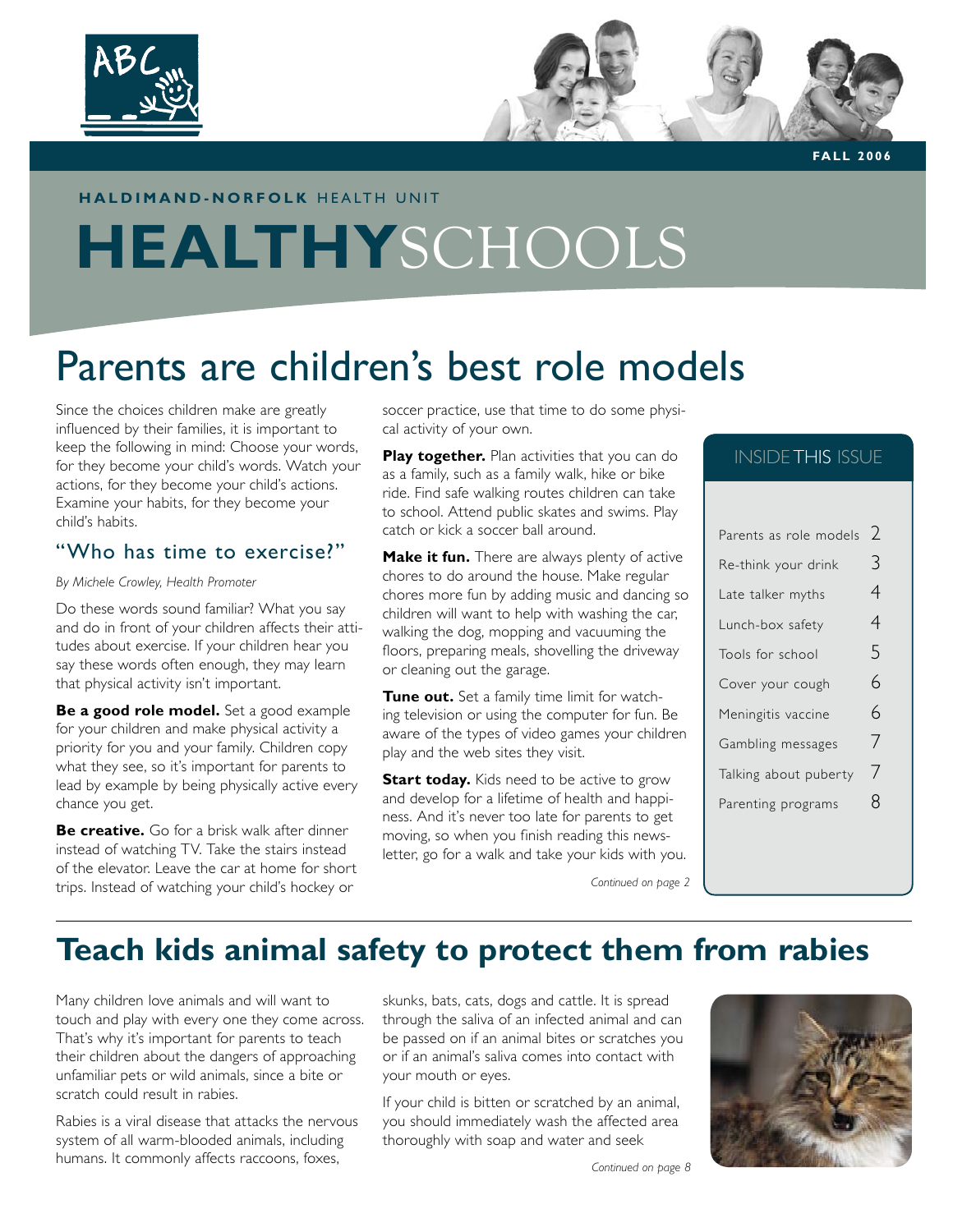FALL 2006

**HALDIMAND-NORFOLK** HEALTH UNIT

# HEALTHYSCHOOLS

## Parents are children's best role models

Since the choices children make are greatly influenced by their families, it is important to keep the following in mind: Choose your words, for they become your child's words. Watch your actions, for they become your child's actions. Examine your habits, for they become your child's habits.

### "Who has time to exercise?"

*By Michele Crowley, Health Promoter*

Do these words sound familiar? What you say and do in front of your children affects their attitudes about exercise. If your children hear you say these words often enough, they may learn that physical activity isn't important.

**Be a good role model.** Set a good example for your children and make physical activity a priority for you and your family. Children copy what they see, so it's important for parents to lead by example by being physically active every chance you get.

**Be creative.** Go for a brisk walk after dinner instead of watching TV. Take the stairs instead of the elevator. Leave the car at home for short trips. Instead of watching your child's hockey or soccer practice, use that time to do some physical activity of your own.

**Play together.** Plan activities that you can do as a family, such as a family walk, hike or bike ride. Find safe walking routes children can take to school. Attend public skates and swims. Play catch or kick a soccer ball around.

**Make it fun.** There are always plenty of active chores to do around the house. Make regular chores more fun by adding music and dancing so children will want to help with washing the car, walking the dog, mopping and vacuuming the floors, preparing meals, shovelling the driveway or cleaning out the garage.

**Tune out.** Set a family time limit for watching television or using the computer for fun. Be aware of the types of video games your children play and the web sites they visit.

**Start today.** Kids need to be active to grow and develop for a lifetime of health and happiness. And it's never too late for parents to get moving, so when you finish reading this newsletter, go for a walk and take your kids with you.

*Continued on page 2*

### INSIDE THIS ISSUE

| | |
|---|---|
| Parents as role models | 2 |
| Re-think your drink | 3 |
| Late talker myths | 4 |
| Lunch-box safety | 4 |
| Tools for school | 5 |
| Cover your cough | 6 |
| Meningitis vaccine | 6 |
| Gambling messages | 7 |
| Talking about puberty | 7 |
| Parenting programs | 8 |

## Teach kids animal safety to protect them from rabies

Many children love animals and will want to touch and play with every one they come across. That's why it's important for parents to teach their children about the dangers of approaching unfamiliar pets or wild animals, since a bite or scratch could result in rabies.

Rabies is a viral disease that attacks the nervous system of all warm-blooded animals, including humans. It commonly affects raccoons, foxes, skunks, bats, cats, dogs and cattle. It is spread through the saliva of an infected animal and can be passed on if an animal bites or scratches you or if an animal's saliva comes into contact with your mouth or eyes.

If your child is bitten or scratched by an animal, you should immediately wash the affected area thoroughly with soap and water and seek

*Continued on page 8*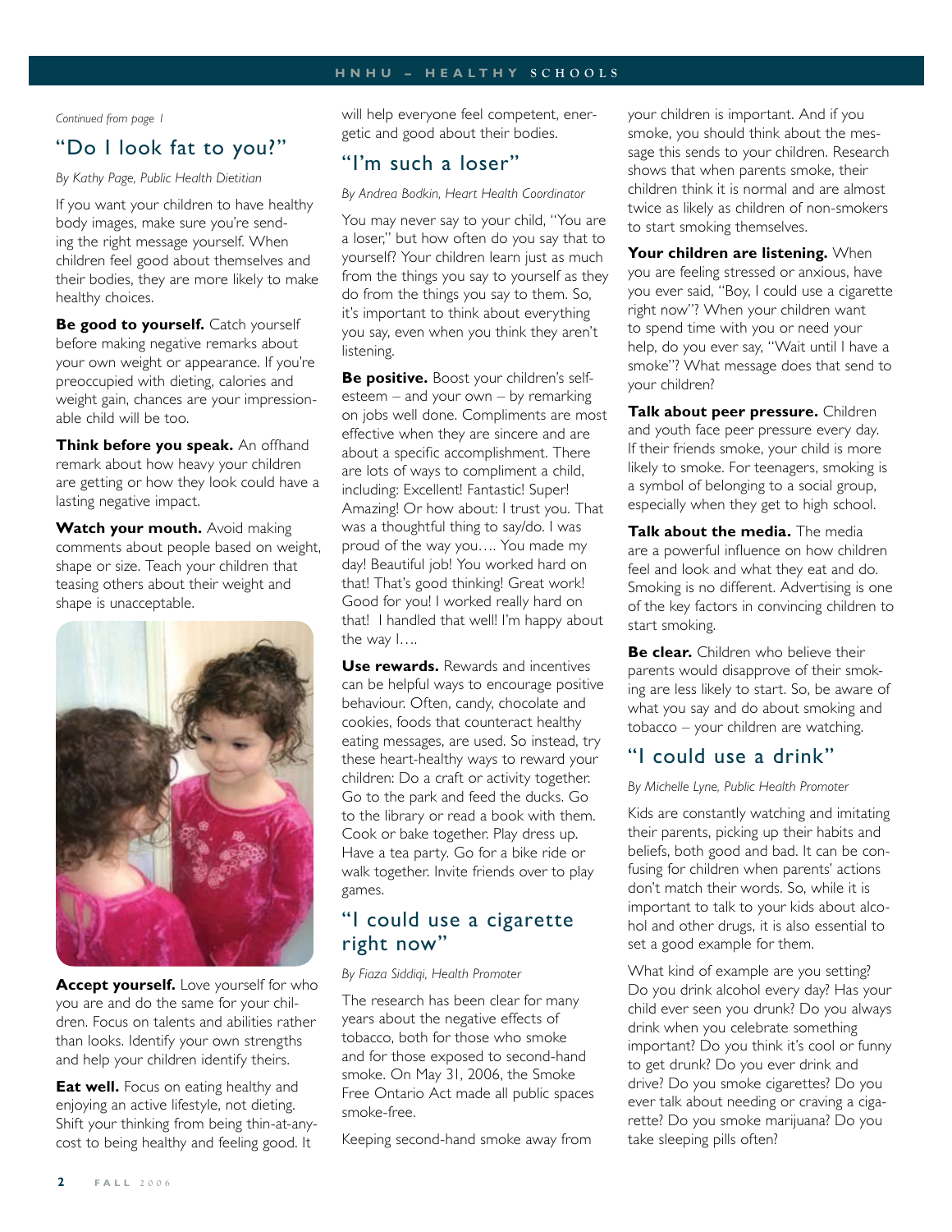*Continued from page 1*

## "Do I look fat to you?"

*By Kathy Page, Public Health Dietitian*

If you want your children to have healthy body images, make sure you're sending the right message yourself. When children feel good about themselves and their bodies, they are more likely to make healthy choices.

**Be good to yourself.** Catch yourself before making negative remarks about your own weight or appearance. If you're preoccupied with dieting, calories and weight gain, chances are your impressionable child will be too.

**Think before you speak.** An offhand remark about how heavy your children are getting or how they look could have a lasting negative impact.

**Watch your mouth.** Avoid making comments about people based on weight, shape or size. Teach your children that teasing others about their weight and shape is unacceptable.

**Accept yourself.** Love yourself for who you are and do the same for your children. Focus on talents and abilities rather than looks. Identify your own strengths and help your children identify theirs.

**Eat well.** Focus on eating healthy and enjoying an active lifestyle, not dieting. Shift your thinking from being thin-at-any-cost to being healthy and feeling good. It will help everyone feel competent, energetic and good about their bodies.

## "I'm such a loser"

*By Andrea Bodkin, Heart Health Coordinator*

You may never say to your child, "You are a loser," but how often do you say that to yourself? Your children learn just as much from the things you say to yourself as they do from the things you say to them. So, it's important to think about everything you say, even when you think they aren't listening.

**Be positive.** Boost your children's self-esteem – and your own – by remarking on jobs well done. Compliments are most effective when they are sincere and are about a specific accomplishment. There are lots of ways to compliment a child, including: Excellent! Fantastic! Super! Amazing! Or how about: I trust you. That was a thoughtful thing to say/do. I was proud of the way you…. You made my day! Beautiful job! You worked hard on that! That's good thinking! Great work! Good for you! I worked really hard on that! I handled that well! I'm happy about the way I….

**Use rewards.** Rewards and incentives can be helpful ways to encourage positive behaviour. Often, candy, chocolate and cookies, foods that counteract healthy eating messages, are used. So instead, try these heart-healthy ways to reward your children: Do a craft or activity together. Go to the park and feed the ducks. Go to the library or read a book with them. Cook or bake together. Play dress up. Have a tea party. Go for a bike ride or walk together. Invite friends over to play games.

## "I could use a cigarette right now"

*By Fiaza Siddiqi, Health Promoter*

The research has been clear for many years about the negative effects of tobacco, both for those who smoke and for those exposed to second-hand smoke. On May 31, 2006, the Smoke Free Ontario Act made all public spaces smoke-free.

Keeping second-hand smoke away from your children is important. And if you smoke, you should think about the message this sends to your children. Research shows that when parents smoke, their children think it is normal and are almost twice as likely as children of non-smokers to start smoking themselves.

**Your children are listening.** When you are feeling stressed or anxious, have you ever said, "Boy, I could use a cigarette right now"? When your children want to spend time with you or need your help, do you ever say, "Wait until I have a smoke"? What message does that send to your children?

**Talk about peer pressure.** Children and youth face peer pressure every day. If their friends smoke, your child is more likely to smoke. For teenagers, smoking is a symbol of belonging to a social group, especially when they get to high school.

**Talk about the media.** The media are a powerful influence on how children feel and look and what they eat and do. Smoking is no different. Advertising is one of the key factors in convincing children to start smoking.

**Be clear.** Children who believe their parents would disapprove of their smoking are less likely to start. So, be aware of what you say and do about smoking and tobacco – your children are watching.

## "I could use a drink"

*By Michelle Lyne, Public Health Promoter*

Kids are constantly watching and imitating their parents, picking up their habits and beliefs, both good and bad. It can be confusing for children when parents' actions don't match their words. So, while it is important to talk to your kids about alcohol and other drugs, it is also essential to set a good example for them.

What kind of example are you setting? Do you drink alcohol every day? Has your child ever seen you drunk? Do you always drink when you celebrate something important? Do you think it's cool or funny to get drunk? Do you ever drink and drive? Do you smoke cigarettes? Do you ever talk about needing or craving a cigarette? Do you smoke marijuana? Do you take sleeping pills often?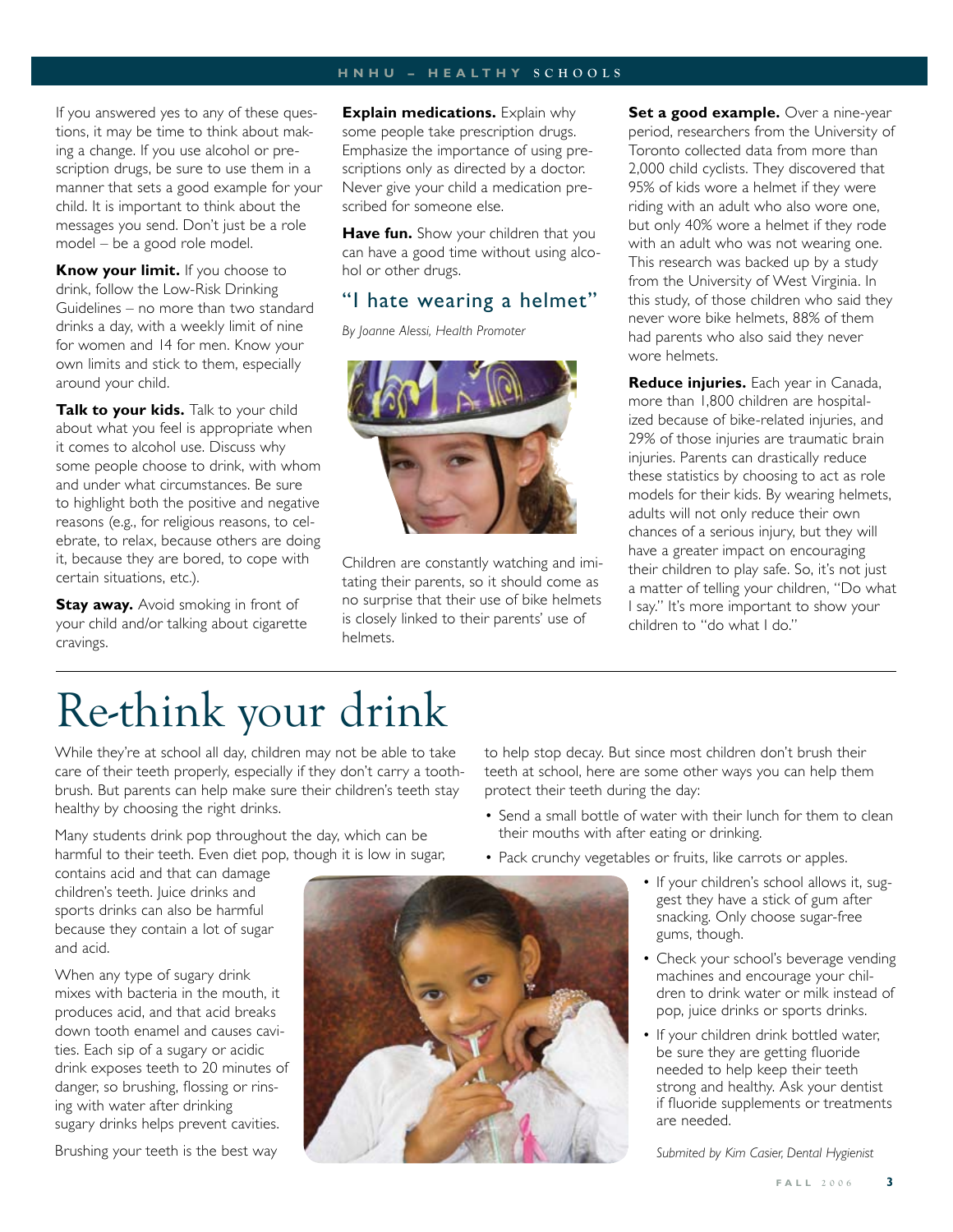If you answered yes to any of these questions, it may be time to think about making a change. If you use alcohol or prescription drugs, be sure to use them in a manner that sets a good example for your child. It is important to think about the messages you send. Don't just be a role model – be a good role model.

**Know your limit.** If you choose to drink, follow the Low-Risk Drinking Guidelines – no more than two standard drinks a day, with a weekly limit of nine for women and 14 for men. Know your own limits and stick to them, especially around your child.

**Talk to your kids.** Talk to your child about what you feel is appropriate when it comes to alcohol use. Discuss why some people choose to drink, with whom and under what circumstances. Be sure to highlight both the positive and negative reasons (e.g., for religious reasons, to celebrate, to relax, because others are doing it, because they are bored, to cope with certain situations, etc.).

**Stay away.** Avoid smoking in front of your child and/or talking about cigarette cravings.

**Explain medications.** Explain why some people take prescription drugs. Emphasize the importance of using prescriptions only as directed by a doctor. Never give your child a medication prescribed for someone else.

**Have fun.** Show your children that you can have a good time without using alcohol or other drugs.

## "I hate wearing a helmet"

*By Joanne Alessi, Health Promoter*

Children are constantly watching and imitating their parents, so it should come as no surprise that their use of bike helmets is closely linked to their parents' use of helmets.

**Set a good example.** Over a nine-year period, researchers from the University of Toronto collected data from more than 2,000 child cyclists. They discovered that 95% of kids wore a helmet if they were riding with an adult who also wore one, but only 40% wore a helmet if they rode with an adult who was not wearing one. This research was backed up by a study from the University of West Virginia. In this study, of those children who said they never wore bike helmets, 88% of them had parents who also said they never wore helmets.

**Reduce injuries.** Each year in Canada, more than 1,800 children are hospitalized because of bike-related injuries, and 29% of those injuries are traumatic brain injuries. Parents can drastically reduce these statistics by choosing to act as role models for their kids. By wearing helmets, adults will not only reduce their own chances of a serious injury, but they will have a greater impact on encouraging their children to play safe. So, it's not just a matter of telling your children, "Do what I say." It's more important to show your children to "do what I do."

# Re-think your drink

While they're at school all day, children may not be able to take care of their teeth properly, especially if they don't carry a toothbrush. But parents can help make sure their children's teeth stay healthy by choosing the right drinks.

Many students drink pop throughout the day, which can be harmful to their teeth. Even diet pop, though it is low in sugar, contains acid and that can damage children's teeth. Juice drinks and sports drinks can also be harmful because they contain a lot of sugar and acid.

When any type of sugary drink mixes with bacteria in the mouth, it produces acid, and that acid breaks down tooth enamel and causes cavities. Each sip of a sugary or acidic drink exposes teeth to 20 minutes of danger, so brushing, flossing or rinsing with water after drinking sugary drinks helps prevent cavities.

Brushing your teeth is the best way to help stop decay. But since most children don't brush their teeth at school, here are some other ways you can help them protect their teeth during the day:

- Send a small bottle of water with their lunch for them to clean their mouths with after eating or drinking.
- Pack crunchy vegetables or fruits, like carrots or apples.
- If your children's school allows it, suggest they have a stick of gum after snacking. Only choose sugar-free gums, though.
- Check your school's beverage vending machines and encourage your children to drink water or milk instead of pop, juice drinks or sports drinks.
- If your children drink bottled water, be sure they are getting fluoride needed to help keep their teeth strong and healthy. Ask your dentist if fluoride supplements or treatments are needed.

*Submited by Kim Casier, Dental Hygienist*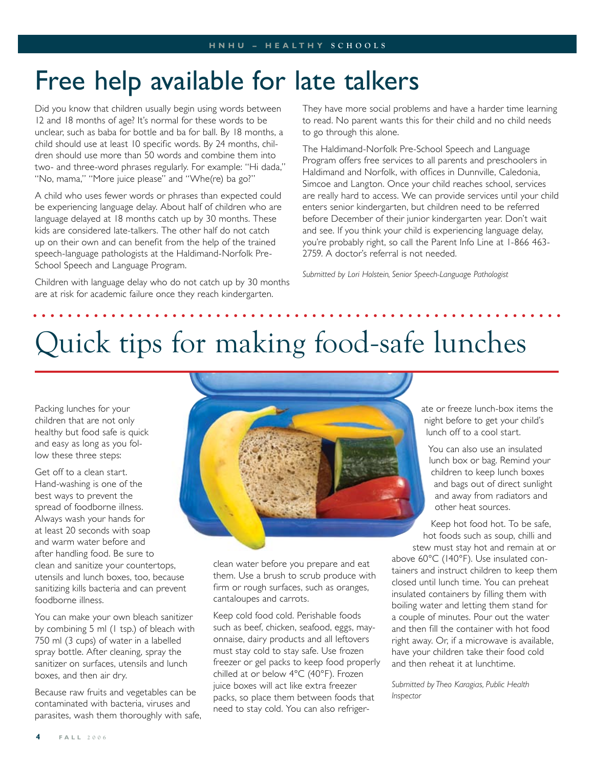# Free help available for late talkers

Did you know that children usually begin using words between 12 and 18 months of age? It's normal for these words to be unclear, such as baba for bottle and ba for ball. By 18 months, a child should use at least 10 specific words. By 24 months, children should use more than 50 words and combine them into two- and three-word phrases regularly. For example: "Hi dada," "No, mama," "More juice please" and "Whe(re) ba go?"

A child who uses fewer words or phrases than expected could be experiencing language delay. About half of children who are language delayed at 18 months catch up by 30 months. These kids are considered late-talkers. The other half do not catch up on their own and can benefit from the help of the trained speech-language pathologists at the Haldimand-Norfolk Pre-School Speech and Language Program.

Children with language delay who do not catch up by 30 months are at risk for academic failure once they reach kindergarten. They have more social problems and have a harder time learning to read. No parent wants this for their child and no child needs to go through this alone.

The Haldimand-Norfolk Pre-School Speech and Language Program offers free services to all parents and preschoolers in Haldimand and Norfolk, with offices in Dunnville, Caledonia, Simcoe and Langton. Once your child reaches school, services are really hard to access. We can provide services until your child enters senior kindergarten, but children need to be referred before December of their junior kindergarten year. Don't wait and see. If you think your child is experiencing language delay, you're probably right, so call the Parent Info Line at 1-866 463-2759. A doctor's referral is not needed.

*Submitted by Lori Holstein, Senior Speech-Language Pathologist*

# Quick tips for making food-safe lunches

Packing lunches for your children that are not only healthy but food safe is quick and easy as long as you follow these three steps:

Get off to a clean start. Hand-washing is one of the best ways to prevent the spread of foodborne illness. Always wash your hands for at least 20 seconds with soap and warm water before and after handling food. Be sure to clean and sanitize your countertops, utensils and lunch boxes, too, because sanitizing kills bacteria and can prevent foodborne illness.

You can make your own bleach sanitizer by combining 5 ml (1 tsp.) of bleach with 750 ml (3 cups) of water in a labelled spray bottle. After cleaning, spray the sanitizer on surfaces, utensils and lunch boxes, and then air dry.

Because raw fruits and vegetables can be contaminated with bacteria, viruses and parasites, wash them thoroughly with safe, clean water before you prepare and eat them. Use a brush to scrub produce with firm or rough surfaces, such as oranges, cantaloupes and carrots.

Keep cold food cold. Perishable foods such as beef, chicken, seafood, eggs, mayonnaise, dairy products and all leftovers must stay cold to stay safe. Use frozen freezer or gel packs to keep food properly chilled at or below 4°C (40°F). Frozen juice boxes will act like extra freezer packs, so place them between foods that need to stay cold. You can also refrigerate or freeze lunch-box items the night before to get your child's lunch off to a cool start.

You can also use an insulated lunch box or bag. Remind your children to keep lunch boxes and bags out of direct sunlight and away from radiators and other heat sources.

Keep hot food hot. To be safe, hot foods such as soup, chilli and stew must stay hot and remain at or above 60°C (140°F). Use insulated containers and instruct children to keep them closed until lunch time. You can preheat insulated containers by filling them with boiling water and letting them stand for a couple of minutes. Pour out the water and then fill the container with hot food right away. Or, if a microwave is available, have your children take their food cold and then reheat it at lunchtime.

*Submitted by Theo Karagias, Public Health Inspector*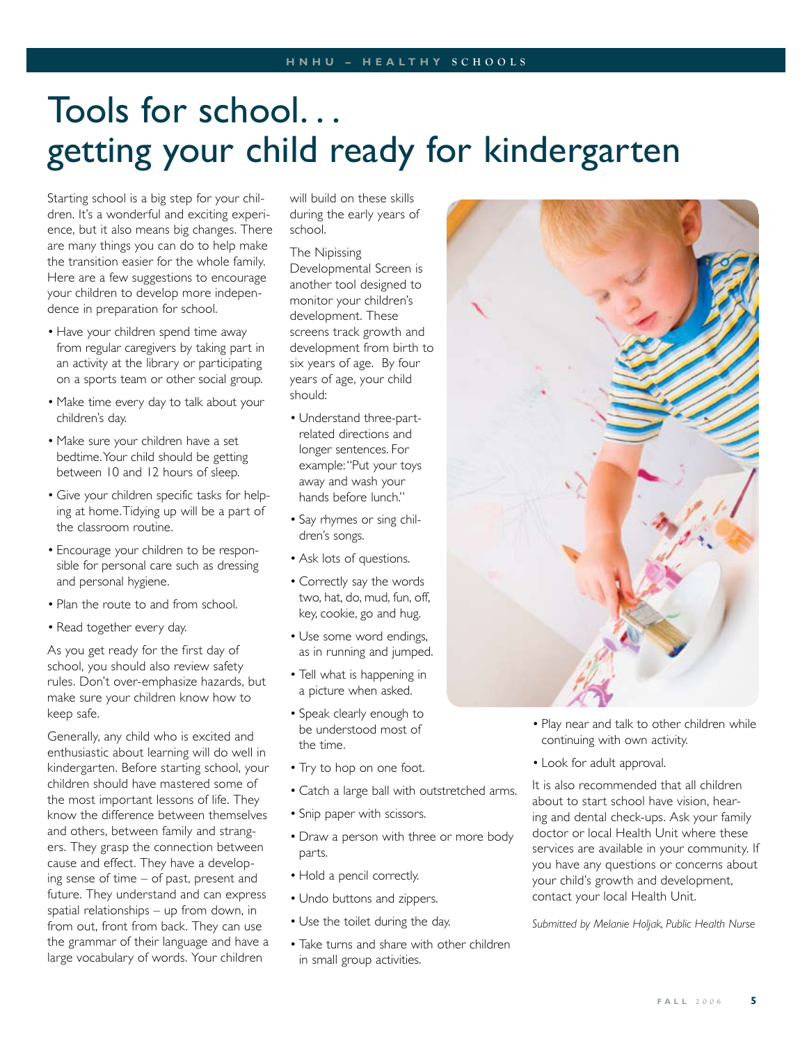# Tools for school…
# getting your child ready for kindergarten

Starting school is a big step for your children. It's a wonderful and exciting experience, but it also means big changes. There are many things you can do to help make the transition easier for the whole family. Here are a few suggestions to encourage your children to develop more independence in preparation for school.

- Have your children spend time away from regular caregivers by taking part in an activity at the library or participating on a sports team or other social group.
- Make time every day to talk about your children's day.
- Make sure your children have a set bedtime. Your child should be getting between 10 and 12 hours of sleep.
- Give your children specific tasks for helping at home. Tidying up will be a part of the classroom routine.
- Encourage your children to be responsible for personal care such as dressing and personal hygiene.
- Plan the route to and from school.
- Read together every day.

As you get ready for the first day of school, you should also review safety rules. Don't over-emphasize hazards, but make sure your children know how to keep safe.

Generally, any child who is excited and enthusiastic about learning will do well in kindergarten. Before starting school, your children should have mastered some of the most important lessons of life. They know the difference between themselves and others, between family and strangers. They grasp the connection between cause and effect. They have a developing sense of time – of past, present and future. They understand and can express spatial relationships – up from down, in from out, front from back. They can use the grammar of their language and have a large vocabulary of words. Your children will build on these skills during the early years of school.

The Nipissing Developmental Screen is another tool designed to monitor your children's development. These screens track growth and development from birth to six years of age. By four years of age, your child should:

- Understand three-part-related directions and longer sentences. For example: "Put your toys away and wash your hands before lunch."
- Say rhymes or sing children's songs.
- Ask lots of questions.
- Correctly say the words two, hat, do, mud, fun, off, key, cookie, go and hug.
- Use some word endings, as in running and jumped.
- Tell what is happening in a picture when asked.
- Speak clearly enough to be understood most of the time.
- Try to hop on one foot.
- Catch a large ball with outstretched arms.
- Snip paper with scissors.
- Draw a person with three or more body parts.
- Hold a pencil correctly.
- Undo buttons and zippers.
- Use the toilet during the day.
- Take turns and share with other children in small group activities.
- Play near and talk to other children while continuing with own activity.
- Look for adult approval.

It is also recommended that all children about to start school have vision, hearing and dental check-ups. Ask your family doctor or local Health Unit where these services are available in your community. If you have any questions or concerns about your child's growth and development, contact your local Health Unit.

*Submitted by Melanie Holjak, Public Health Nurse*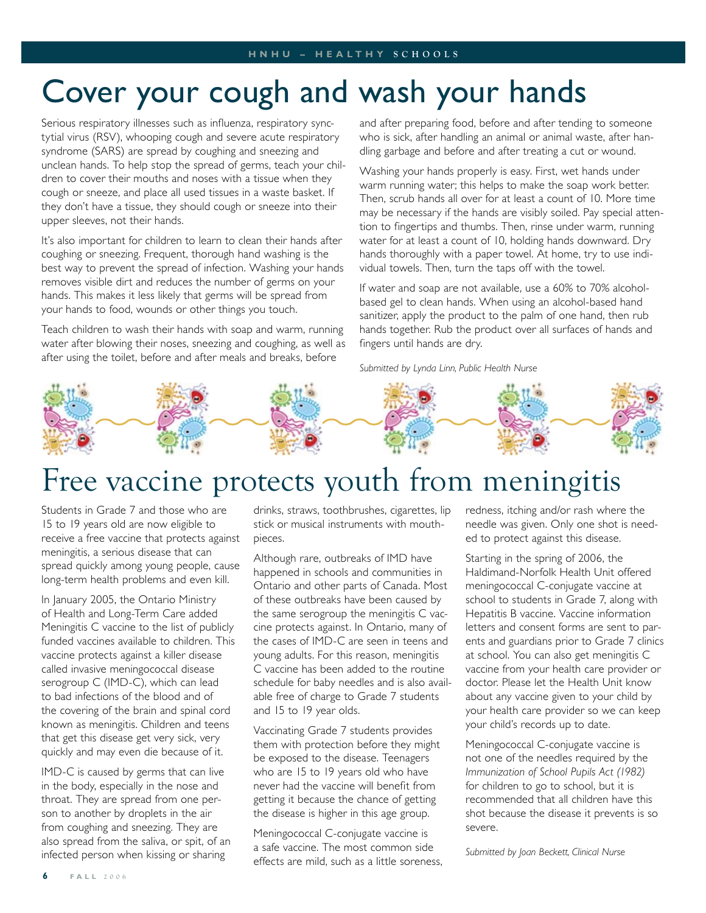# Cover your cough and wash your hands

Serious respiratory illnesses such as influenza, respiratory syncytial virus (RSV), whooping cough and severe acute respiratory syndrome (SARS) are spread by coughing and sneezing and unclean hands. To help stop the spread of germs, teach your children to cover their mouths and noses with a tissue when they cough or sneeze, and place all used tissues in a waste basket. If they don't have a tissue, they should cough or sneeze into their upper sleeves, not their hands.

It's also important for children to learn to clean their hands after coughing or sneezing. Frequent, thorough hand washing is the best way to prevent the spread of infection. Washing your hands removes visible dirt and reduces the number of germs on your hands. This makes it less likely that germs will be spread from your hands to food, wounds or other things you touch.

Teach children to wash their hands with soap and warm, running water after blowing their noses, sneezing and coughing, as well as after using the toilet, before and after meals and breaks, before and after preparing food, before and after tending to someone who is sick, after handling an animal or animal waste, after handling garbage and before and after treating a cut or wound.

Washing your hands properly is easy. First, wet hands under warm running water; this helps to make the soap work better. Then, scrub hands all over for at least a count of 10. More time may be necessary if the hands are visibly soiled. Pay special attention to fingertips and thumbs. Then, rinse under warm, running water for at least a count of 10, holding hands downward. Dry hands thoroughly with a paper towel. At home, try to use individual towels. Then, turn the taps off with the towel.

If water and soap are not available, use a 60% to 70% alcohol-based gel to clean hands. When using an alcohol-based hand sanitizer, apply the product to the palm of one hand, then rub hands together. Rub the product over all surfaces of hands and fingers until hands are dry.

*Submitted by Lynda Linn, Public Health Nurse*

# Free vaccine protects youth from meningitis

Students in Grade 7 and those who are 15 to 19 years old are now eligible to receive a free vaccine that protects against meningitis, a serious disease that can spread quickly among young people, cause long-term health problems and even kill.

In January 2005, the Ontario Ministry of Health and Long-Term Care added Meningitis C vaccine to the list of publicly funded vaccines available to children. This vaccine protects against a killer disease called invasive meningococcal disease serogroup C (IMD-C), which can lead to bad infections of the blood and of the covering of the brain and spinal cord known as meningitis. Children and teens that get this disease get very sick, very quickly and may even die because of it.

IMD-C is caused by germs that can live in the body, especially in the nose and throat. They are spread from one person to another by droplets in the air from coughing and sneezing. They are also spread from the saliva, or spit, of an infected person when kissing or sharing drinks, straws, toothbrushes, cigarettes, lip stick or musical instruments with mouthpieces.

Although rare, outbreaks of IMD have happened in schools and communities in Ontario and other parts of Canada. Most of these outbreaks have been caused by the same serogroup the meningitis C vaccine protects against. In Ontario, many of the cases of IMD-C are seen in teens and young adults. For this reason, meningitis C vaccine has been added to the routine schedule for baby needles and is also available free of charge to Grade 7 students and 15 to 19 year olds.

Vaccinating Grade 7 students provides them with protection before they might be exposed to the disease. Teenagers who are 15 to 19 years old who have never had the vaccine will benefit from getting it because the chance of getting the disease is higher in this age group.

Meningococcal C-conjugate vaccine is a safe vaccine. The most common side effects are mild, such as a little soreness, redness, itching and/or rash where the needle was given. Only one shot is needed to protect against this disease.

Starting in the spring of 2006, the Haldimand-Norfolk Health Unit offered meningococcal C-conjugate vaccine at school to students in Grade 7, along with Hepatitis B vaccine. Vaccine information letters and consent forms are sent to parents and guardians prior to Grade 7 clinics at school. You can also get meningitis C vaccine from your health care provider or doctor. Please let the Health Unit know about any vaccine given to your child by your health care provider so we can keep your child's records up to date.

Meningococcal C-conjugate vaccine is not one of the needles required by the *Immunization of School Pupils Act (1982)* for children to go to school, but it is recommended that all children have this shot because the disease it prevents is so severe.

*Submitted by Joan Beckett, Clinical Nurse*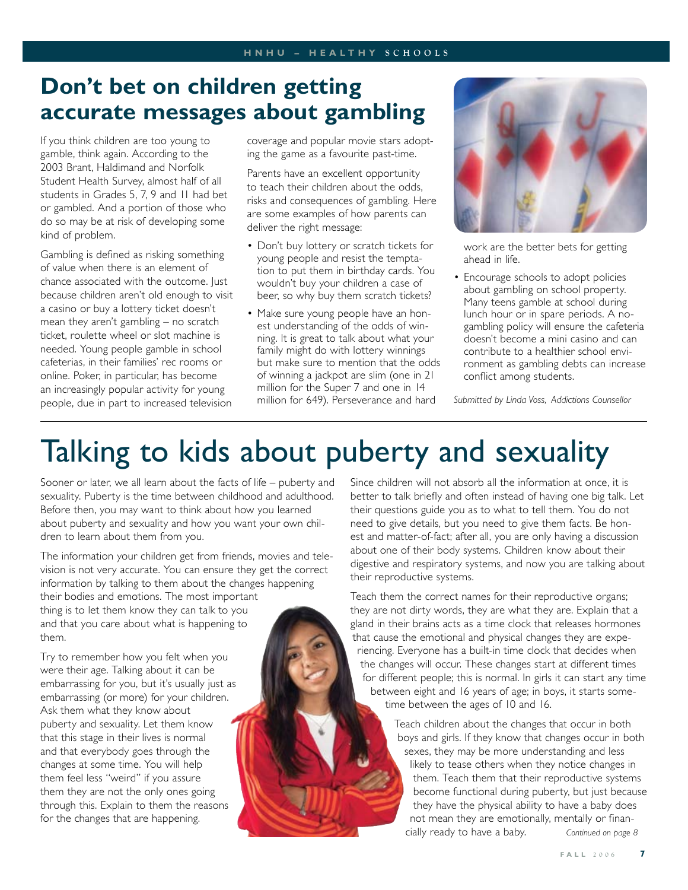## Don't bet on children getting accurate messages about gambling

If you think children are too young to gamble, think again. According to the 2003 Brant, Haldimand and Norfolk Student Health Survey, almost half of all students in Grades 5, 7, 9 and 11 had bet or gambled. And a portion of those who do so may be at risk of developing some kind of problem.

Gambling is defined as risking something of value when there is an element of chance associated with the outcome. Just because children aren't old enough to visit a casino or buy a lottery ticket doesn't mean they aren't gambling – no scratch ticket, roulette wheel or slot machine is needed. Young people gamble in school cafeterias, in their families' rec rooms or online. Poker, in particular, has become an increasingly popular activity for young people, due in part to increased television coverage and popular movie stars adopting the game as a favourite past-time.

Parents have an excellent opportunity to teach their children about the odds, risks and consequences of gambling. Here are some examples of how parents can deliver the right message:

- Don't buy lottery or scratch tickets for young people and resist the temptation to put them in birthday cards. You wouldn't buy your children a case of beer, so why buy them scratch tickets?
- Make sure young people have an honest understanding of the odds of winning. It is great to talk about what your family might do with lottery winnings but make sure to mention that the odds of winning a jackpot are slim (one in 21 million for the Super 7 and one in 14 million for 649). Perseverance and hard work are the better bets for getting ahead in life.
- Encourage schools to adopt policies about gambling on school property. Many teens gamble at school during lunch hour or in spare periods. A no-gambling policy will ensure the cafeteria doesn't become a mini casino and can contribute to a healthier school environment as gambling debts can increase conflict among students.

*Submitted by Linda Voss, Addictions Counsellor*

# Talking to kids about puberty and sexuality

Sooner or later, we all learn about the facts of life – puberty and sexuality. Puberty is the time between childhood and adulthood. Before then, you may want to think about how you learned about puberty and sexuality and how you want your own children to learn about them from you.

The information your children get from friends, movies and television is not very accurate. You can ensure they get the correct information by talking to them about the changes happening their bodies and emotions. The most important thing is to let them know they can talk to you and that you care about what is happening to them.

Try to remember how you felt when you were their age. Talking about it can be embarrassing for you, but it's usually just as embarrassing (or more) for your children. Ask them what they know about puberty and sexuality. Let them know that this stage in their lives is normal and that everybody goes through the changes at some time. You will help them feel less "weird" if you assure them they are not the only ones going through this. Explain to them the reasons for the changes that are happening.

Since children will not absorb all the information at once, it is better to talk briefly and often instead of having one big talk. Let their questions guide you as to what to tell them. You do not need to give details, but you need to give them facts. Be honest and matter-of-fact; after all, you are only having a discussion about one of their body systems. Children know about their digestive and respiratory systems, and now you are talking about their reproductive systems.

Teach them the correct names for their reproductive organs; they are not dirty words, they are what they are. Explain that a gland in their brains acts as a time clock that releases hormones that cause the emotional and physical changes they are experiencing. Everyone has a built-in time clock that decides when the changes will occur. These changes start at different times for different people; this is normal. In girls it can start any time between eight and 16 years of age; in boys, it starts sometime between the ages of 10 and 16.

Teach children about the changes that occur in both boys and girls. If they know that changes occur in both sexes, they may be more understanding and less likely to tease others when they notice changes in them. Teach them that their reproductive systems become functional during puberty, but just because they have the physical ability to have a baby does not mean they are emotionally, mentally or financially ready to have a baby.

*Continued on page 8*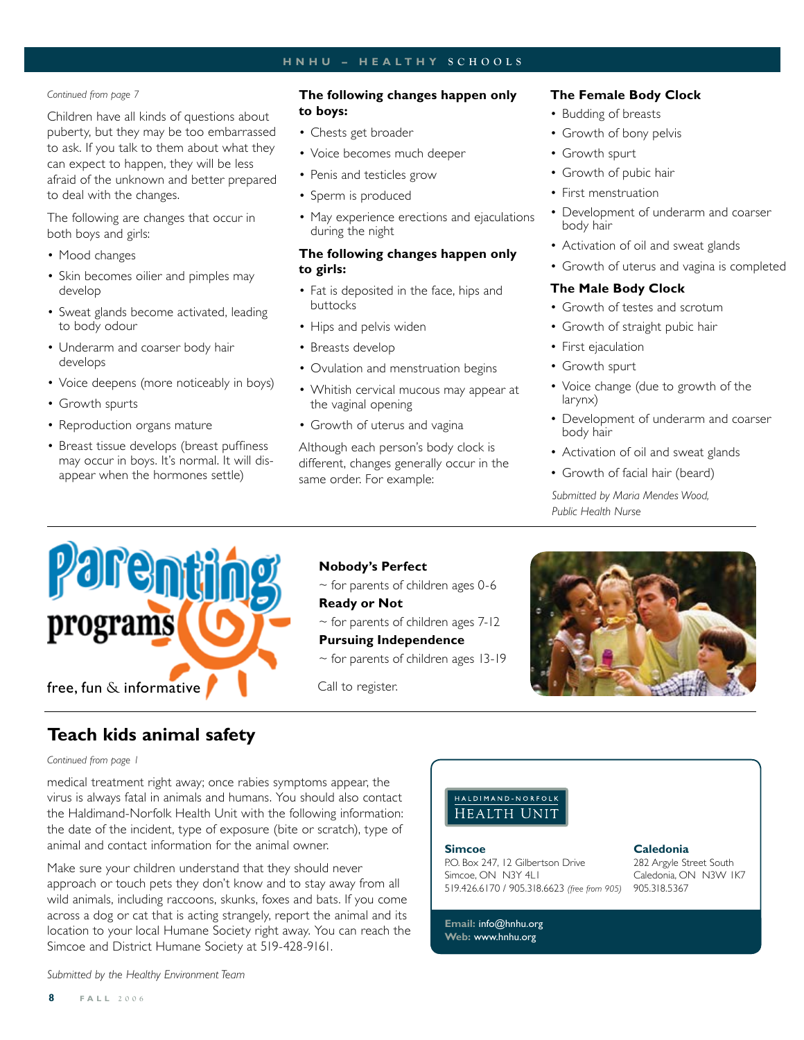*Continued from page 7*

Children have all kinds of questions about puberty, but they may be too embarrassed to ask. If you talk to them about what they can expect to happen, they will be less afraid of the unknown and better prepared to deal with the changes.

The following are changes that occur in both boys and girls:

- Mood changes
- Skin becomes oilier and pimples may develop
- Sweat glands become activated, leading to body odour
- Underarm and coarser body hair develops
- Voice deepens (more noticeably in boys)
- Growth spurts
- Reproduction organs mature
- Breast tissue develops (breast puffiness may occur in boys. It's normal. It will disappear when the hormones settle)

**The following changes happen only to boys:**

- Chests get broader
- Voice becomes much deeper
- Penis and testicles grow
- Sperm is produced
- May experience erections and ejaculations during the night

**The following changes happen only to girls:**

- Fat is deposited in the face, hips and buttocks
- Hips and pelvis widen
- Breasts develop
- Ovulation and menstruation begins
- Whitish cervical mucous may appear at the vaginal opening
- Growth of uterus and vagina

Although each person's body clock is different, changes generally occur in the same order. For example:

**The Female Body Clock**

- Budding of breasts
- Growth of bony pelvis
- Growth spurt
- Growth of pubic hair
- First menstruation
- Development of underarm and coarser body hair
- Activation of oil and sweat glands
- Growth of uterus and vagina is completed

**The Male Body Clock**

- Growth of testes and scrotum
- Growth of straight pubic hair
- First ejaculation
- Growth spurt
- Voice change (due to growth of the larynx)
- Development of underarm and coarser body hair
- Activation of oil and sweat glands
- Growth of facial hair (beard)

*Submitted by Maria Mendes Wood, Public Health Nurse*

Parenting programs

free, fun & informative

**Nobody's Perfect**
~ for parents of children ages 0-6

**Ready or Not**
~ for parents of children ages 7-12

**Pursuing Independence**
~ for parents of children ages 13-19

Call to register.

## Teach kids animal safety

*Continued from page 1*

medical treatment right away; once rabies symptoms appear, the virus is always fatal in animals and humans. You should also contact the Haldimand-Norfolk Health Unit with the following information: the date of the incident, type of exposure (bite or scratch), type of animal and contact information for the animal owner.

Make sure your children understand that they should never approach or touch pets they don't know and to stay away from all wild animals, including raccoons, skunks, foxes and bats. If you come across a dog or cat that is acting strangely, report the animal and its location to your local Humane Society right away. You can reach the Simcoe and District Humane Society at 519-428-9161.

*Submitted by the Healthy Environment Team*

HALDIMAND-NORFOLK HEALTH UNIT

**Simcoe**
P.O. Box 247, 12 Gilbertson Drive
Simcoe, ON N3Y 4L1
519.426.6170 / 905.318.6623 *(free from 905)*

**Caledonia**
282 Argyle Street South
Caledonia, ON N3W 1K7
905.318.5367

**Email:** info@hnhu.org
**Web:** www.hnhu.org